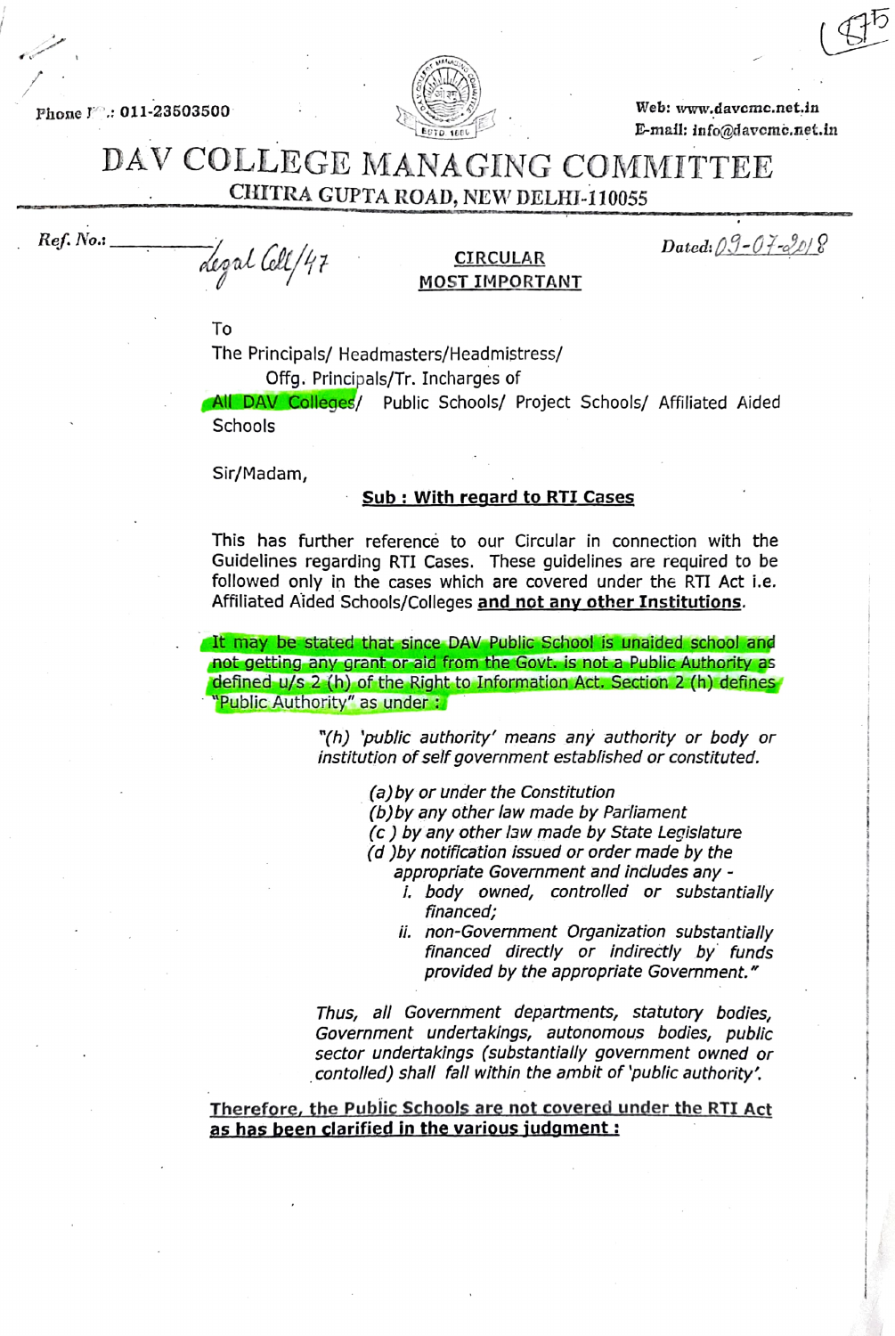Phone No.: 011-23503500

Web: www.davcmc.net.in
E-mail: info@davcmc.net.in

# DAV COLLEGE MANAGING COMMITTEE

## CHITRA GUPTA ROAD, NEW DELHI-110055

Ref. No.: Legal Cell/47

Dated: 09-07-2018

**CIRCULAR**
**MOST IMPORTANT**

To
The Principals/ Headmasters/Headmistress/
Offg. Principals/Tr. Incharges of
All DAV Colleges/ Public Schools/ Project Schools/ Affiliated Aided Schools

Sir/Madam,

**Sub : With regard to RTI Cases**

This has further reference to our Circular in connection with the Guidelines regarding RTI Cases. These guidelines are required to be followed only in the cases which are covered under the RTI Act i.e. Affiliated Aided Schools/Colleges **and not any other Institutions**.

It may be stated that since DAV Public School is unaided school and not getting any grant or aid from the Govt. is not a Public Authority as defined u/s 2 (h) of the Right to Information Act. Section 2 (h) defines "Public Authority" as under :

> *"(h) 'public authority' means any authority or body or institution of self government established or constituted.*
>
> *(a) by or under the Constitution*
> *(b) by any other law made by Parliament*
> *(c ) by any other law made by State Legislature*
> *(d ) by notification issued or order made by the appropriate Government and includes any -*
> *i. body owned, controlled or substantially financed;*
> *ii. non-Government Organization substantially financed directly or indirectly by funds provided by the appropriate Government."*
>
> *Thus, all Government departments, statutory bodies, Government undertakings, autonomous bodies, public sector undertakings (substantially government owned or contolled) shall fall within the ambit of 'public authority'.*

**Therefore, the Public Schools are not covered under the RTI Act as has been clarified in the various judgment :**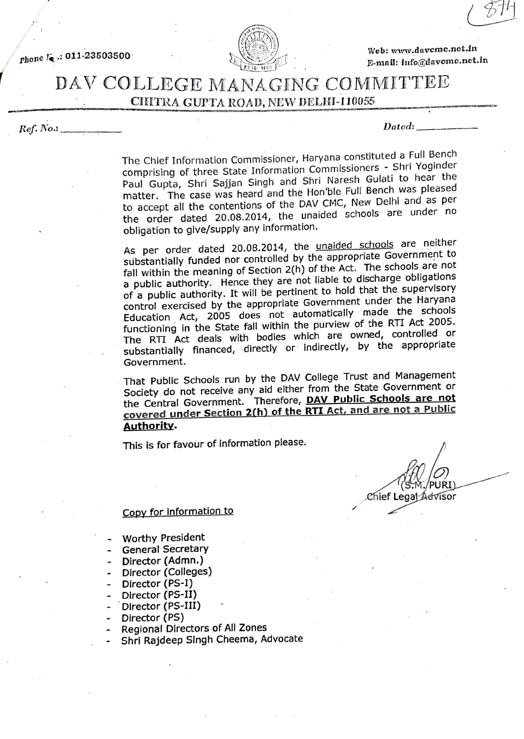Phone No.: 011-23503500

Web: www.davcmc.net.in
E-mail: info@davcmc.net.in

# DAV COLLEGE MANAGING COMMITTEE

CHITRA GUPTA ROAD, NEW DELHI-110055

*Ref. No.:* \_\_\_\_\_\_\_\_\_\_ *Dated:* \_\_\_\_\_\_\_\_\_\_

The Chief Information Commissioner, Haryana constituted a Full Bench comprising of three State Information Commissioners - Shri Yoginder Paul Gupta, Shri Sajjan Singh and Shri Naresh Gulati to hear the matter. The case was heard and the Hon'ble Full Bench was pleased to accept all the contentions of the DAV CMC, New Delhi and as per the order dated 20.08.2014, the unaided schools are under no obligation to give/supply any information.

As per order dated 20.08.2014, the unaided schools are neither substantially funded nor controlled by the appropriate Government to fall within the meaning of Section 2(h) of the Act. The schools are not a public authority. Hence they are not liable to discharge obligations of a public authority. It will be pertinent to hold that the supervisory control exercised by the appropriate Government under the Haryana Education Act, 2005 does not automatically made the schools functioning in the State fall within the purview of the RTI Act 2005. The RTI Act deals with bodies which are owned, controlled or substantially financed, directly or indirectly, by the appropriate Government.

That Public Schools run by the DAV College Trust and Management Society do not receive any aid either from the State Government or the Central Government. Therefore, **DAV Public Schools are not covered under Section 2(h) of the RTI Act, and are not a Public Authority.**

This is for favour of information please.

(S.M. PURI)
Chief Legal Advisor

Copy for information to

- Worthy President
- General Secretary
- Director (Admn.)
- Director (Colleges)
- Director (PS-I)
- Director (PS-II)
- Director (PS-III)
- Director (PS)
- Regional Directors of All Zones
- Shri Rajdeep Singh Cheema, Advocate